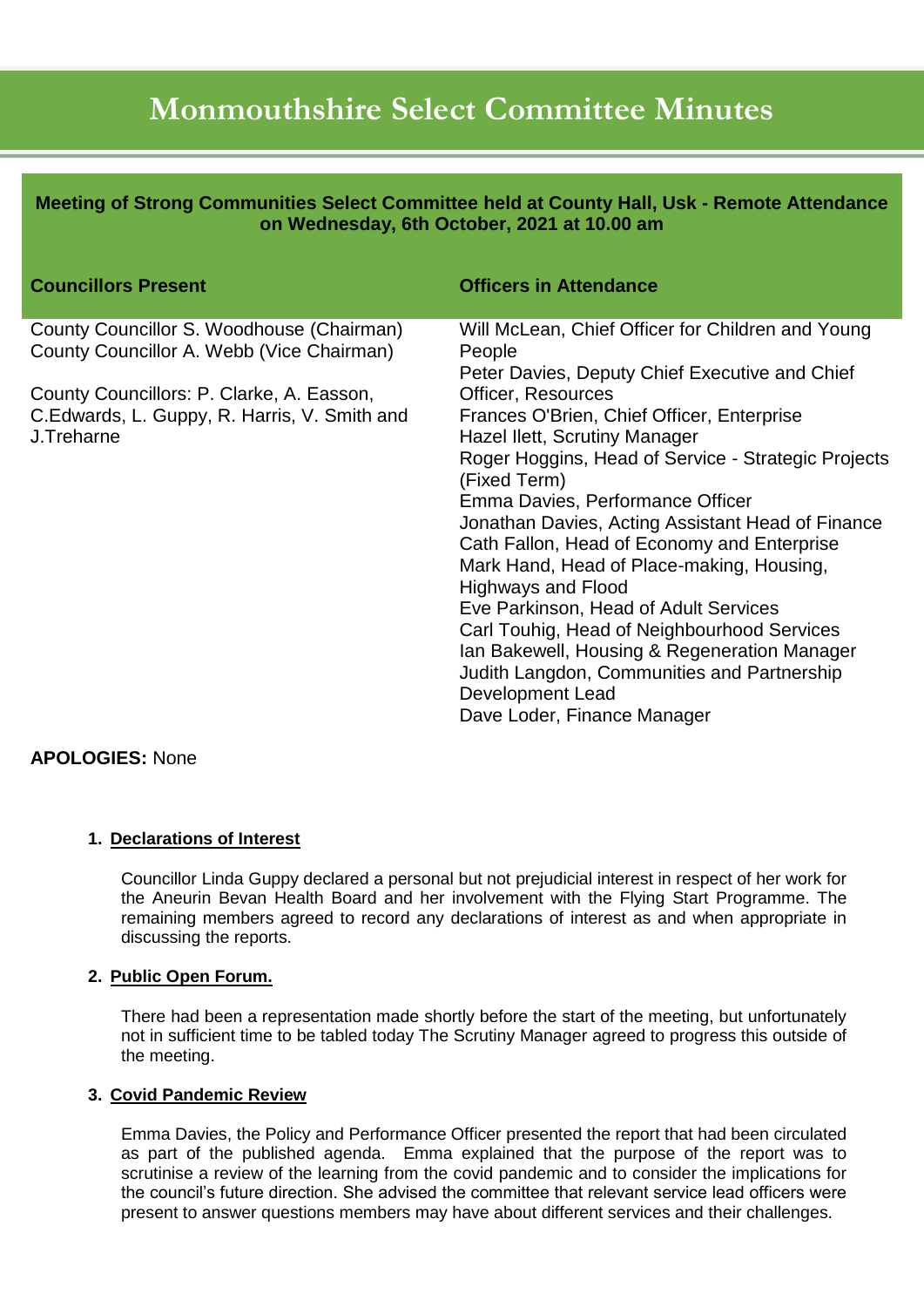# Monmouthshire Select Committee Minutes

**Meeting of Strong Communities Select Committee held at County Hall, Usk - Remote Attendance on Wednesday, 6th October, 2021 at 10.00 am**

| Councillors Present | Officers in Attendance |
|---|---|
| County Councillor S. Woodhouse (Chairman)<br>County Councillor A. Webb (Vice Chairman)<br><br>County Councillors: P. Clarke, A. Easson, C.Edwards, L. Guppy, R. Harris, V. Smith and J.Treharne | Will McLean, Chief Officer for Children and Young People<br>Peter Davies, Deputy Chief Executive and Chief Officer, Resources<br>Frances O'Brien, Chief Officer, Enterprise<br>Hazel Ilett, Scrutiny Manager<br>Roger Hoggins, Head of Service - Strategic Projects (Fixed Term)<br>Emma Davies, Performance Officer<br>Jonathan Davies, Acting Assistant Head of Finance<br>Cath Fallon, Head of Economy and Enterprise<br>Mark Hand, Head of Place-making, Housing, Highways and Flood<br>Eve Parkinson, Head of Adult Services<br>Carl Touhig, Head of Neighbourhood Services<br>Ian Bakewell, Housing & Regeneration Manager<br>Judith Langdon, Communities and Partnership Development Lead<br>Dave Loder, Finance Manager |

**APOLOGIES:** None

1. **Declarations of Interest**

   Councillor Linda Guppy declared a personal but not prejudicial interest in respect of her work for the Aneurin Bevan Health Board and her involvement with the Flying Start Programme. The remaining members agreed to record any declarations of interest as and when appropriate in discussing the reports.

2. **Public Open Forum.**

   There had been a representation made shortly before the start of the meeting, but unfortunately not in sufficient time to be tabled today The Scrutiny Manager agreed to progress this outside of the meeting.

3. **Covid Pandemic Review**

   Emma Davies, the Policy and Performance Officer presented the report that had been circulated as part of the published agenda. Emma explained that the purpose of the report was to scrutinise a review of the learning from the covid pandemic and to consider the implications for the council's future direction. She advised the committee that relevant service lead officers were present to answer questions members may have about different services and their challenges.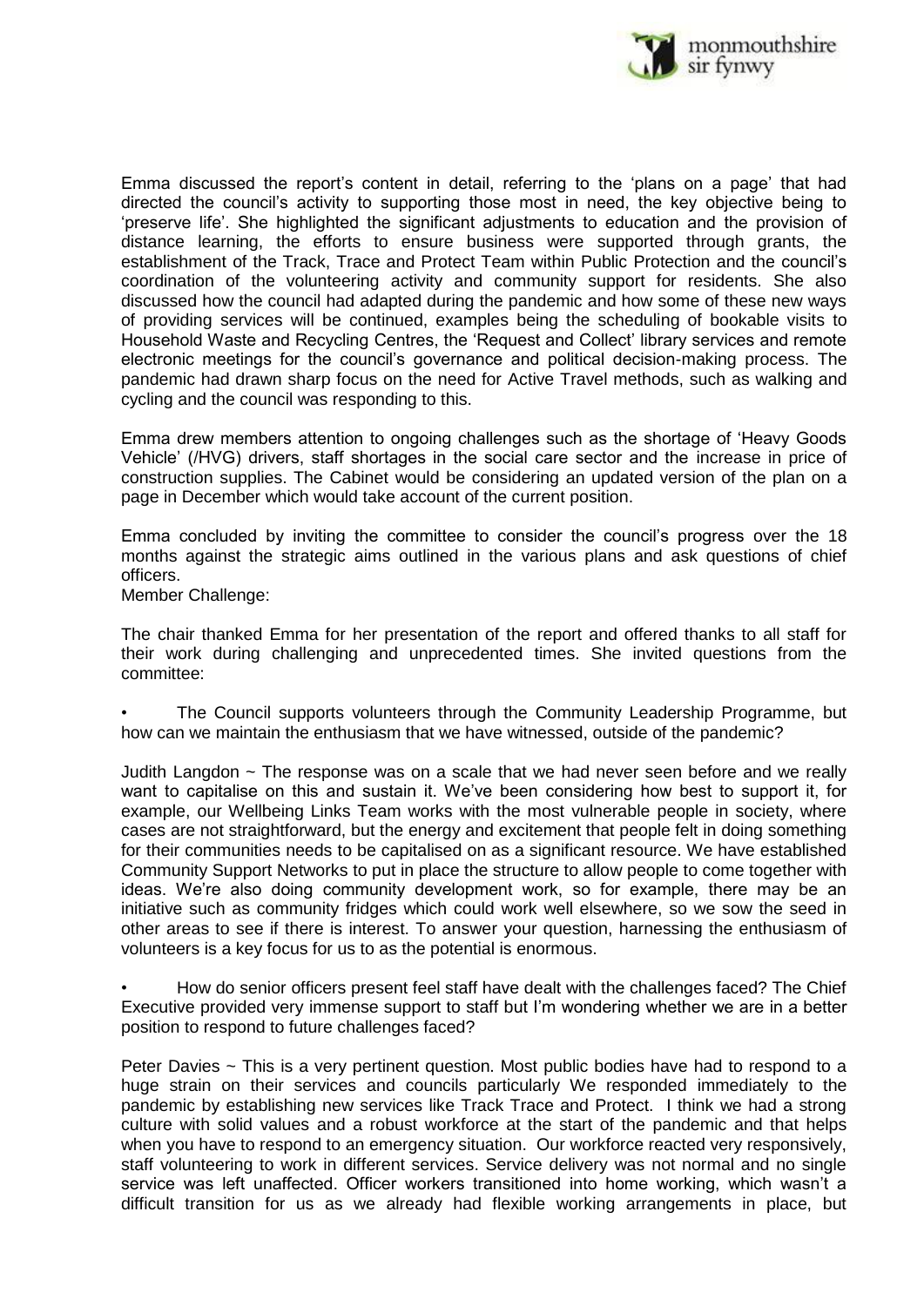Emma discussed the report's content in detail, referring to the 'plans on a page' that had directed the council's activity to supporting those most in need, the key objective being to 'preserve life'. She highlighted the significant adjustments to education and the provision of distance learning, the efforts to ensure business were supported through grants, the establishment of the Track, Trace and Protect Team within Public Protection and the council's coordination of the volunteering activity and community support for residents. She also discussed how the council had adapted during the pandemic and how some of these new ways of providing services will be continued, examples being the scheduling of bookable visits to Household Waste and Recycling Centres, the 'Request and Collect' library services and remote electronic meetings for the council's governance and political decision-making process. The pandemic had drawn sharp focus on the need for Active Travel methods, such as walking and cycling and the council was responding to this.

Emma drew members attention to ongoing challenges such as the shortage of 'Heavy Goods Vehicle' (/HVG) drivers, staff shortages in the social care sector and the increase in price of construction supplies. The Cabinet would be considering an updated version of the plan on a page in December which would take account of the current position.

Emma concluded by inviting the committee to consider the council's progress over the 18 months against the strategic aims outlined in the various plans and ask questions of chief officers.

Member Challenge:

The chair thanked Emma for her presentation of the report and offered thanks to all staff for their work during challenging and unprecedented times. She invited questions from the committee:

- The Council supports volunteers through the Community Leadership Programme, but how can we maintain the enthusiasm that we have witnessed, outside of the pandemic?

Judith Langdon ~ The response was on a scale that we had never seen before and we really want to capitalise on this and sustain it. We've been considering how best to support it, for example, our Wellbeing Links Team works with the most vulnerable people in society, where cases are not straightforward, but the energy and excitement that people felt in doing something for their communities needs to be capitalised on as a significant resource. We have established Community Support Networks to put in place the structure to allow people to come together with ideas. We're also doing community development work, so for example, there may be an initiative such as community fridges which could work well elsewhere, so we sow the seed in other areas to see if there is interest. To answer your question, harnessing the enthusiasm of volunteers is a key focus for us to as the potential is enormous.

- How do senior officers present feel staff have dealt with the challenges faced? The Chief Executive provided very immense support to staff but I'm wondering whether we are in a better position to respond to future challenges faced?

Peter Davies ~ This is a very pertinent question. Most public bodies have had to respond to a huge strain on their services and councils particularly We responded immediately to the pandemic by establishing new services like Track Trace and Protect. I think we had a strong culture with solid values and a robust workforce at the start of the pandemic and that helps when you have to respond to an emergency situation. Our workforce reacted very responsively, staff volunteering to work in different services. Service delivery was not normal and no single service was left unaffected. Officer workers transitioned into home working, which wasn't a difficult transition for us as we already had flexible working arrangements in place, but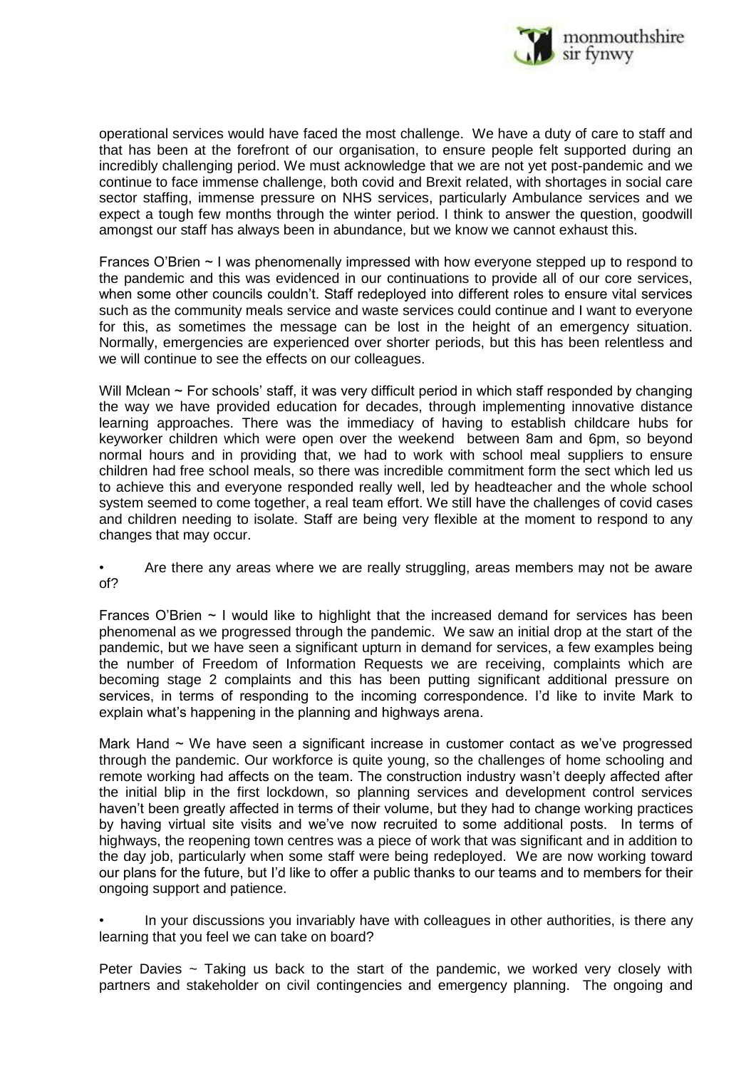operational services would have faced the most challenge. We have a duty of care to staff and that has been at the forefront of our organisation, to ensure people felt supported during an incredibly challenging period. We must acknowledge that we are not yet post-pandemic and we continue to face immense challenge, both covid and Brexit related, with shortages in social care sector staffing, immense pressure on NHS services, particularly Ambulance services and we expect a tough few months through the winter period. I think to answer the question, goodwill amongst our staff has always been in abundance, but we know we cannot exhaust this.

Frances O'Brien ~ I was phenomenally impressed with how everyone stepped up to respond to the pandemic and this was evidenced in our continuations to provide all of our core services, when some other councils couldn't. Staff redeployed into different roles to ensure vital services such as the community meals service and waste services could continue and I want to everyone for this, as sometimes the message can be lost in the height of an emergency situation. Normally, emergencies are experienced over shorter periods, but this has been relentless and we will continue to see the effects on our colleagues.

Will Mclean ~ For schools' staff, it was very difficult period in which staff responded by changing the way we have provided education for decades, through implementing innovative distance learning approaches. There was the immediacy of having to establish childcare hubs for keyworker children which were open over the weekend between 8am and 6pm, so beyond normal hours and in providing that, we had to work with school meal suppliers to ensure children had free school meals, so there was incredible commitment form the sect which led us to achieve this and everyone responded really well, led by headteacher and the whole school system seemed to come together, a real team effort. We still have the challenges of covid cases and children needing to isolate. Staff are being very flexible at the moment to respond to any changes that may occur.

- Are there any areas where we are really struggling, areas members may not be aware of?

Frances O'Brien ~ I would like to highlight that the increased demand for services has been phenomenal as we progressed through the pandemic. We saw an initial drop at the start of the pandemic, but we have seen a significant upturn in demand for services, a few examples being the number of Freedom of Information Requests we are receiving, complaints which are becoming stage 2 complaints and this has been putting significant additional pressure on services, in terms of responding to the incoming correspondence. I'd like to invite Mark to explain what's happening in the planning and highways arena.

Mark Hand ~ We have seen a significant increase in customer contact as we've progressed through the pandemic. Our workforce is quite young, so the challenges of home schooling and remote working had affects on the team. The construction industry wasn't deeply affected after the initial blip in the first lockdown, so planning services and development control services haven't been greatly affected in terms of their volume, but they had to change working practices by having virtual site visits and we've now recruited to some additional posts. In terms of highways, the reopening town centres was a piece of work that was significant and in addition to the day job, particularly when some staff were being redeployed. We are now working toward our plans for the future, but I'd like to offer a public thanks to our teams and to members for their ongoing support and patience.

- In your discussions you invariably have with colleagues in other authorities, is there any learning that you feel we can take on board?

Peter Davies ~ Taking us back to the start of the pandemic, we worked very closely with partners and stakeholder on civil contingencies and emergency planning. The ongoing and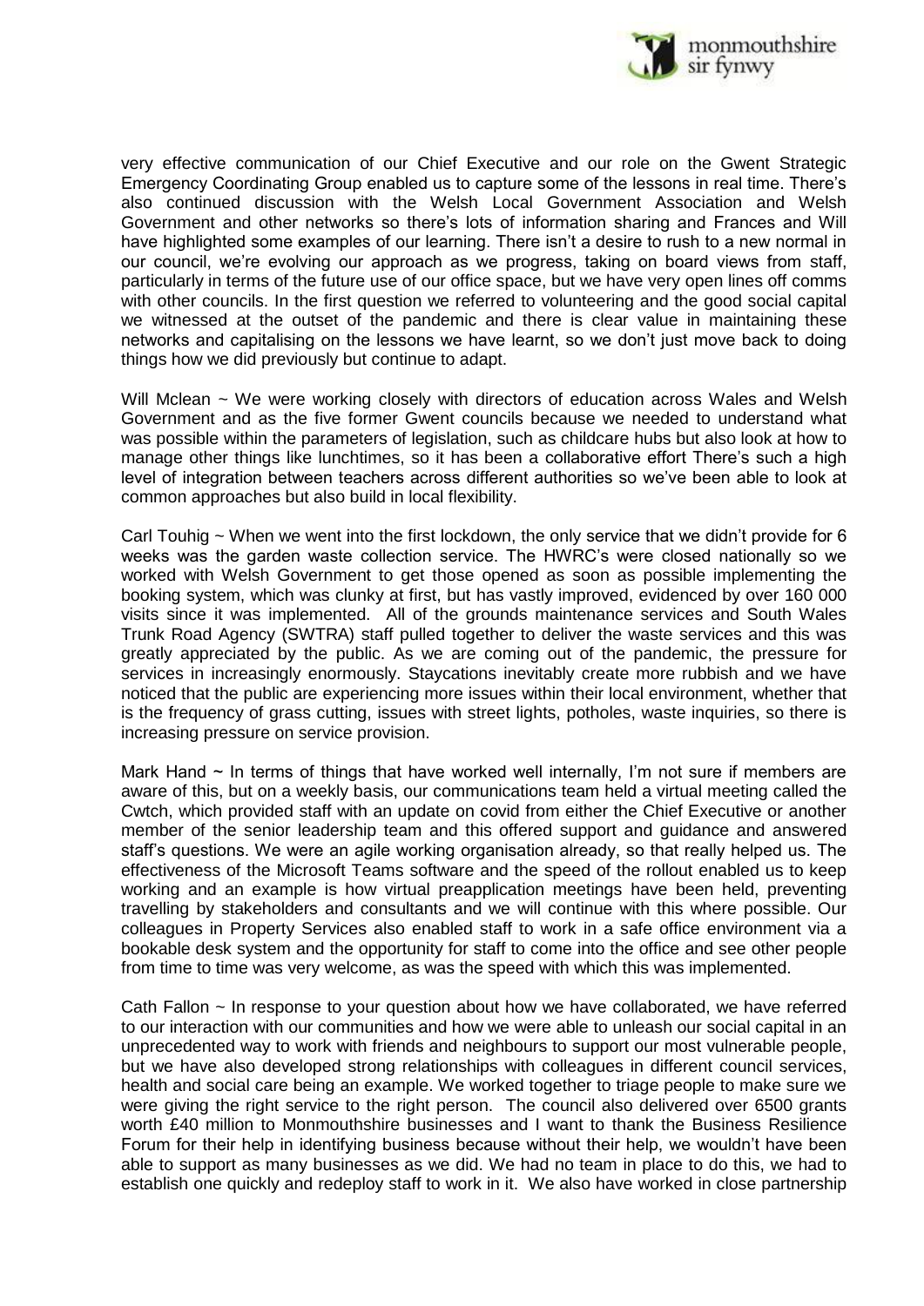very effective communication of our Chief Executive and our role on the Gwent Strategic Emergency Coordinating Group enabled us to capture some of the lessons in real time. There's also continued discussion with the Welsh Local Government Association and Welsh Government and other networks so there's lots of information sharing and Frances and Will have highlighted some examples of our learning. There isn't a desire to rush to a new normal in our council, we're evolving our approach as we progress, taking on board views from staff, particularly in terms of the future use of our office space, but we have very open lines off comms with other councils. In the first question we referred to volunteering and the good social capital we witnessed at the outset of the pandemic and there is clear value in maintaining these networks and capitalising on the lessons we have learnt, so we don't just move back to doing things how we did previously but continue to adapt.

Will Mclean ~ We were working closely with directors of education across Wales and Welsh Government and as the five former Gwent councils because we needed to understand what was possible within the parameters of legislation, such as childcare hubs but also look at how to manage other things like lunchtimes, so it has been a collaborative effort There's such a high level of integration between teachers across different authorities so we've been able to look at common approaches but also build in local flexibility.

Carl Touhig ~ When we went into the first lockdown, the only service that we didn't provide for 6 weeks was the garden waste collection service. The HWRC's were closed nationally so we worked with Welsh Government to get those opened as soon as possible implementing the booking system, which was clunky at first, but has vastly improved, evidenced by over 160 000 visits since it was implemented. All of the grounds maintenance services and South Wales Trunk Road Agency (SWTRA) staff pulled together to deliver the waste services and this was greatly appreciated by the public. As we are coming out of the pandemic, the pressure for services in increasingly enormously. Staycations inevitably create more rubbish and we have noticed that the public are experiencing more issues within their local environment, whether that is the frequency of grass cutting, issues with street lights, potholes, waste inquiries, so there is increasing pressure on service provision.

Mark Hand ~ In terms of things that have worked well internally, I'm not sure if members are aware of this, but on a weekly basis, our communications team held a virtual meeting called the Cwtch, which provided staff with an update on covid from either the Chief Executive or another member of the senior leadership team and this offered support and guidance and answered staff's questions. We were an agile working organisation already, so that really helped us. The effectiveness of the Microsoft Teams software and the speed of the rollout enabled us to keep working and an example is how virtual preapplication meetings have been held, preventing travelling by stakeholders and consultants and we will continue with this where possible. Our colleagues in Property Services also enabled staff to work in a safe office environment via a bookable desk system and the opportunity for staff to come into the office and see other people from time to time was very welcome, as was the speed with which this was implemented.

Cath Fallon ~ In response to your question about how we have collaborated, we have referred to our interaction with our communities and how we were able to unleash our social capital in an unprecedented way to work with friends and neighbours to support our most vulnerable people, but we have also developed strong relationships with colleagues in different council services, health and social care being an example. We worked together to triage people to make sure we were giving the right service to the right person. The council also delivered over 6500 grants worth £40 million to Monmouthshire businesses and I want to thank the Business Resilience Forum for their help in identifying business because without their help, we wouldn't have been able to support as many businesses as we did. We had no team in place to do this, we had to establish one quickly and redeploy staff to work in it. We also have worked in close partnership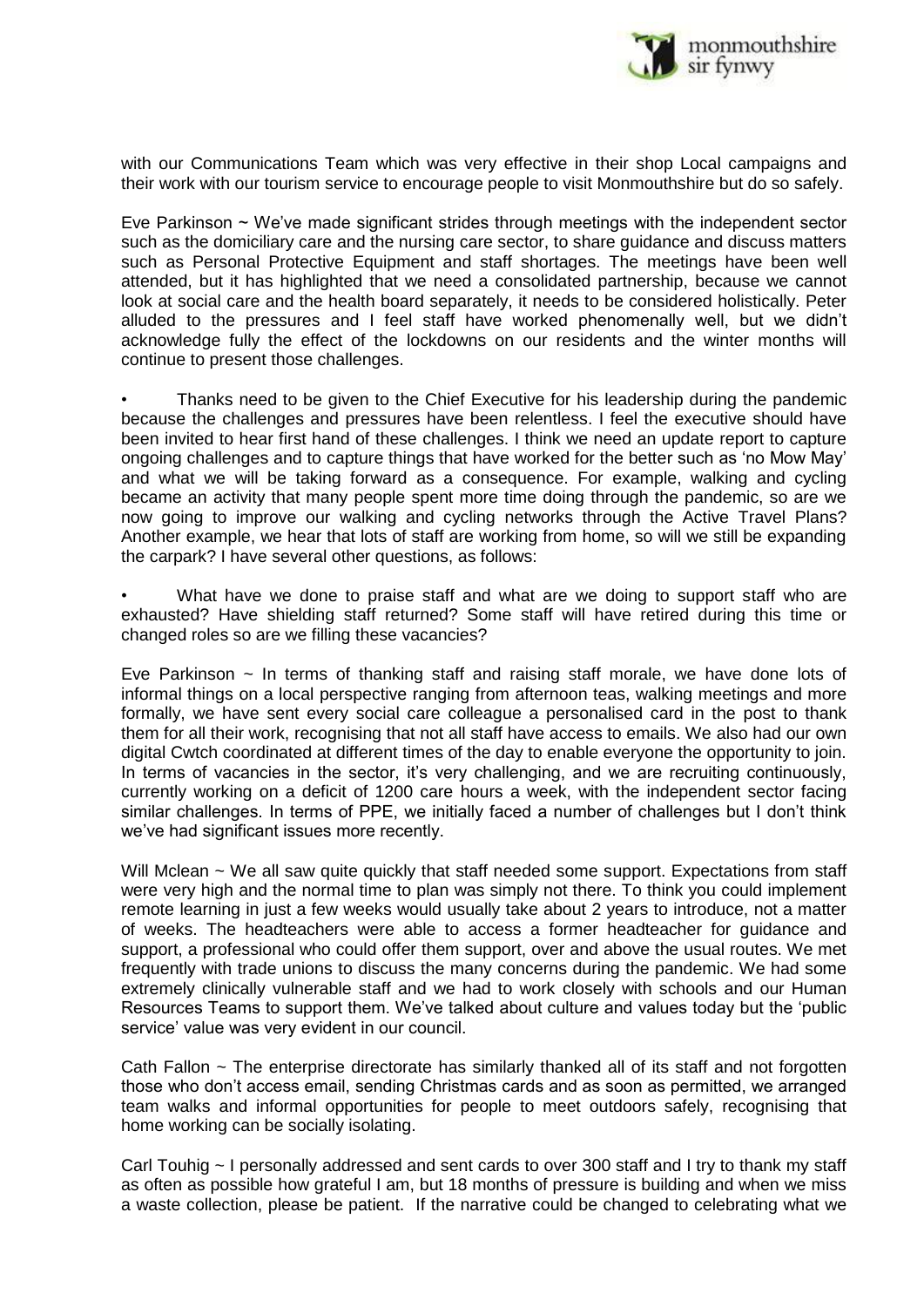with our Communications Team which was very effective in their shop Local campaigns and their work with our tourism service to encourage people to visit Monmouthshire but do so safely.

Eve Parkinson ~ We've made significant strides through meetings with the independent sector such as the domiciliary care and the nursing care sector, to share guidance and discuss matters such as Personal Protective Equipment and staff shortages. The meetings have been well attended, but it has highlighted that we need a consolidated partnership, because we cannot look at social care and the health board separately, it needs to be considered holistically. Peter alluded to the pressures and I feel staff have worked phenomenally well, but we didn't acknowledge fully the effect of the lockdowns on our residents and the winter months will continue to present those challenges.

- Thanks need to be given to the Chief Executive for his leadership during the pandemic because the challenges and pressures have been relentless. I feel the executive should have been invited to hear first hand of these challenges. I think we need an update report to capture ongoing challenges and to capture things that have worked for the better such as 'no Mow May' and what we will be taking forward as a consequence. For example, walking and cycling became an activity that many people spent more time doing through the pandemic, so are we now going to improve our walking and cycling networks through the Active Travel Plans? Another example, we hear that lots of staff are working from home, so will we still be expanding the carpark? I have several other questions, as follows:

- What have we done to praise staff and what are we doing to support staff who are exhausted? Have shielding staff returned? Some staff will have retired during this time or changed roles so are we filling these vacancies?

Eve Parkinson ~ In terms of thanking staff and raising staff morale, we have done lots of informal things on a local perspective ranging from afternoon teas, walking meetings and more formally, we have sent every social care colleague a personalised card in the post to thank them for all their work, recognising that not all staff have access to emails. We also had our own digital Cwtch coordinated at different times of the day to enable everyone the opportunity to join. In terms of vacancies in the sector, it's very challenging, and we are recruiting continuously, currently working on a deficit of 1200 care hours a week, with the independent sector facing similar challenges. In terms of PPE, we initially faced a number of challenges but I don't think we've had significant issues more recently.

Will Mclean ~ We all saw quite quickly that staff needed some support. Expectations from staff were very high and the normal time to plan was simply not there. To think you could implement remote learning in just a few weeks would usually take about 2 years to introduce, not a matter of weeks. The headteachers were able to access a former headteacher for guidance and support, a professional who could offer them support, over and above the usual routes. We met frequently with trade unions to discuss the many concerns during the pandemic. We had some extremely clinically vulnerable staff and we had to work closely with schools and our Human Resources Teams to support them. We've talked about culture and values today but the 'public service' value was very evident in our council.

Cath Fallon ~ The enterprise directorate has similarly thanked all of its staff and not forgotten those who don't access email, sending Christmas cards and as soon as permitted, we arranged team walks and informal opportunities for people to meet outdoors safely, recognising that home working can be socially isolating.

Carl Touhig ~ I personally addressed and sent cards to over 300 staff and I try to thank my staff as often as possible how grateful I am, but 18 months of pressure is building and when we miss a waste collection, please be patient. If the narrative could be changed to celebrating what we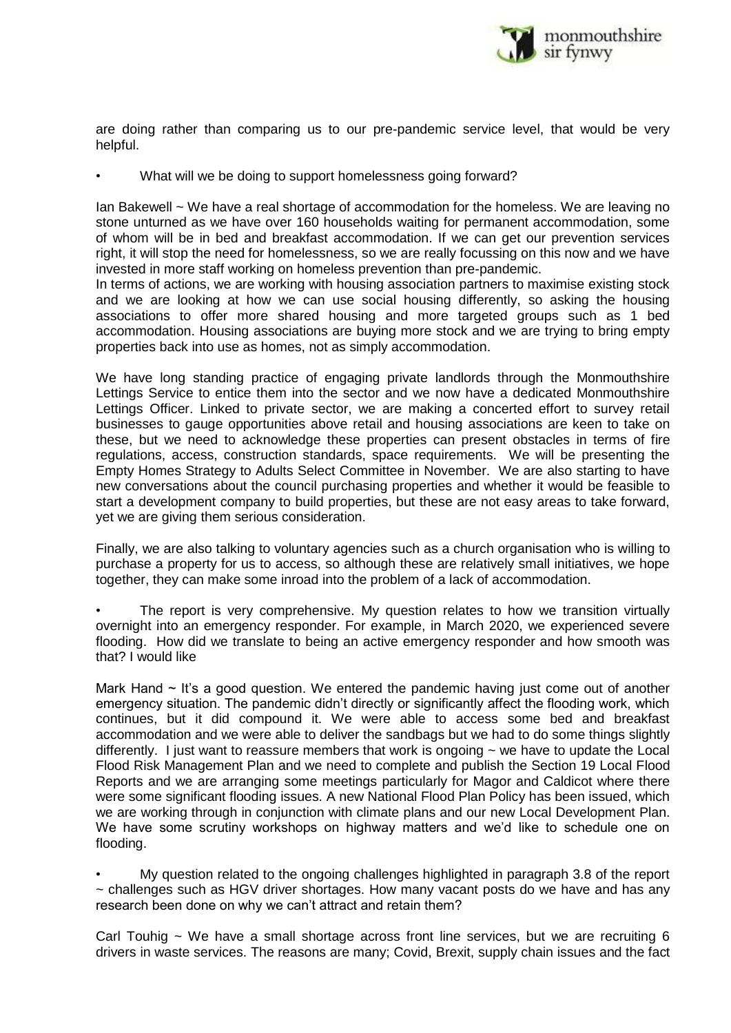are doing rather than comparing us to our pre-pandemic service level, that would be very helpful.

- What will we be doing to support homelessness going forward?

Ian Bakewell ~ We have a real shortage of accommodation for the homeless. We are leaving no stone unturned as we have over 160 households waiting for permanent accommodation, some of whom will be in bed and breakfast accommodation. If we can get our prevention services right, it will stop the need for homelessness, so we are really focussing on this now and we have invested in more staff working on homeless prevention than pre-pandemic.
In terms of actions, we are working with housing association partners to maximise existing stock and we are looking at how we can use social housing differently, so asking the housing associations to offer more shared housing and more targeted groups such as 1 bed accommodation. Housing associations are buying more stock and we are trying to bring empty properties back into use as homes, not as simply accommodation.

We have long standing practice of engaging private landlords through the Monmouthshire Lettings Service to entice them into the sector and we now have a dedicated Monmouthshire Lettings Officer. Linked to private sector, we are making a concerted effort to survey retail businesses to gauge opportunities above retail and housing associations are keen to take on these, but we need to acknowledge these properties can present obstacles in terms of fire regulations, access, construction standards, space requirements. We will be presenting the Empty Homes Strategy to Adults Select Committee in November. We are also starting to have new conversations about the council purchasing properties and whether it would be feasible to start a development company to build properties, but these are not easy areas to take forward, yet we are giving them serious consideration.

Finally, we are also talking to voluntary agencies such as a church organisation who is willing to purchase a property for us to access, so although these are relatively small initiatives, we hope together, they can make some inroad into the problem of a lack of accommodation.

- The report is very comprehensive. My question relates to how we transition virtually overnight into an emergency responder. For example, in March 2020, we experienced severe flooding. How did we translate to being an active emergency responder and how smooth was that? I would like

Mark Hand ~ It's a good question. We entered the pandemic having just come out of another emergency situation. The pandemic didn't directly or significantly affect the flooding work, which continues, but it did compound it. We were able to access some bed and breakfast accommodation and we were able to deliver the sandbags but we had to do some things slightly differently. I just want to reassure members that work is ongoing ~ we have to update the Local Flood Risk Management Plan and we need to complete and publish the Section 19 Local Flood Reports and we are arranging some meetings particularly for Magor and Caldicot where there were some significant flooding issues. A new National Flood Plan Policy has been issued, which we are working through in conjunction with climate plans and our new Local Development Plan. We have some scrutiny workshops on highway matters and we'd like to schedule one on flooding.

- My question related to the ongoing challenges highlighted in paragraph 3.8 of the report ~ challenges such as HGV driver shortages. How many vacant posts do we have and has any research been done on why we can't attract and retain them?

Carl Touhig ~ We have a small shortage across front line services, but we are recruiting 6 drivers in waste services. The reasons are many; Covid, Brexit, supply chain issues and the fact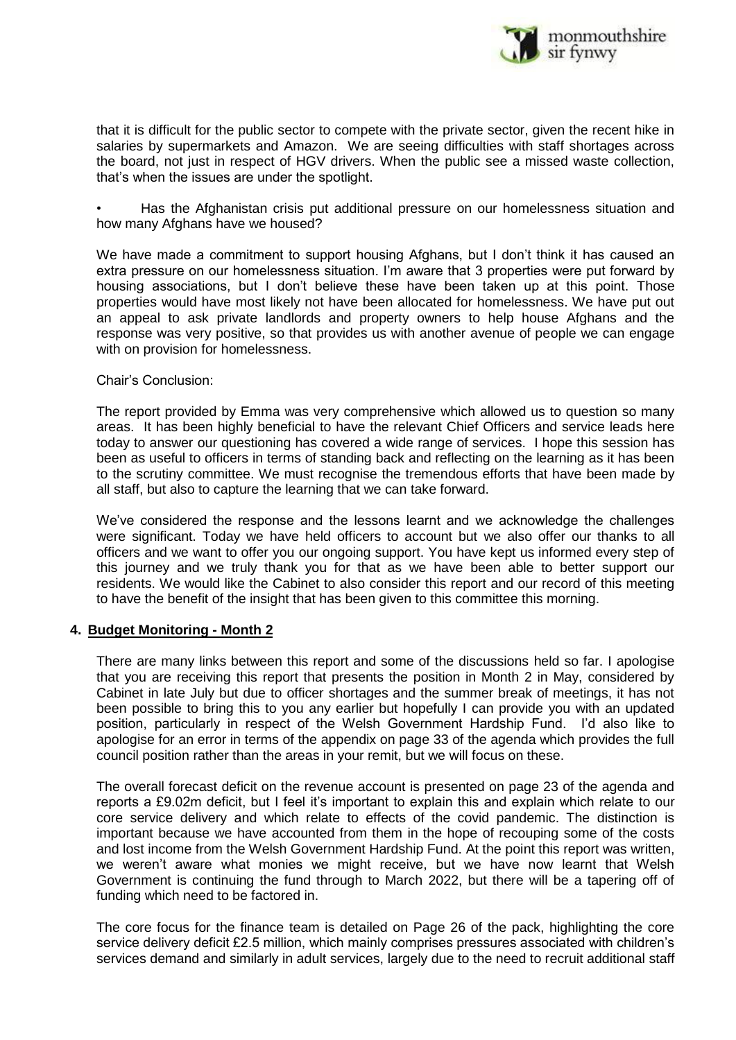that it is difficult for the public sector to compete with the private sector, given the recent hike in salaries by supermarkets and Amazon. We are seeing difficulties with staff shortages across the board, not just in respect of HGV drivers. When the public see a missed waste collection, that's when the issues are under the spotlight.

• Has the Afghanistan crisis put additional pressure on our homelessness situation and how many Afghans have we housed?

We have made a commitment to support housing Afghans, but I don't think it has caused an extra pressure on our homelessness situation. I'm aware that 3 properties were put forward by housing associations, but I don't believe these have been taken up at this point. Those properties would have most likely not have been allocated for homelessness. We have put out an appeal to ask private landlords and property owners to help house Afghans and the response was very positive, so that provides us with another avenue of people we can engage with on provision for homelessness.

Chair's Conclusion:

The report provided by Emma was very comprehensive which allowed us to question so many areas. It has been highly beneficial to have the relevant Chief Officers and service leads here today to answer our questioning has covered a wide range of services. I hope this session has been as useful to officers in terms of standing back and reflecting on the learning as it has been to the scrutiny committee. We must recognise the tremendous efforts that have been made by all staff, but also to capture the learning that we can take forward.

We've considered the response and the lessons learnt and we acknowledge the challenges were significant. Today we have held officers to account but we also offer our thanks to all officers and we want to offer you our ongoing support. You have kept us informed every step of this journey and we truly thank you for that as we have been able to better support our residents. We would like the Cabinet to also consider this report and our record of this meeting to have the benefit of the insight that has been given to this committee this morning.

## 4. Budget Monitoring - Month 2

There are many links between this report and some of the discussions held so far. I apologise that you are receiving this report that presents the position in Month 2 in May, considered by Cabinet in late July but due to officer shortages and the summer break of meetings, it has not been possible to bring this to you any earlier but hopefully I can provide you with an updated position, particularly in respect of the Welsh Government Hardship Fund. I'd also like to apologise for an error in terms of the appendix on page 33 of the agenda which provides the full council position rather than the areas in your remit, but we will focus on these.

The overall forecast deficit on the revenue account is presented on page 23 of the agenda and reports a £9.02m deficit, but I feel it's important to explain this and explain which relate to our core service delivery and which relate to effects of the covid pandemic. The distinction is important because we have accounted from them in the hope of recouping some of the costs and lost income from the Welsh Government Hardship Fund. At the point this report was written, we weren't aware what monies we might receive, but we have now learnt that Welsh Government is continuing the fund through to March 2022, but there will be a tapering off of funding which need to be factored in.

The core focus for the finance team is detailed on Page 26 of the pack, highlighting the core service delivery deficit £2.5 million, which mainly comprises pressures associated with children's services demand and similarly in adult services, largely due to the need to recruit additional staff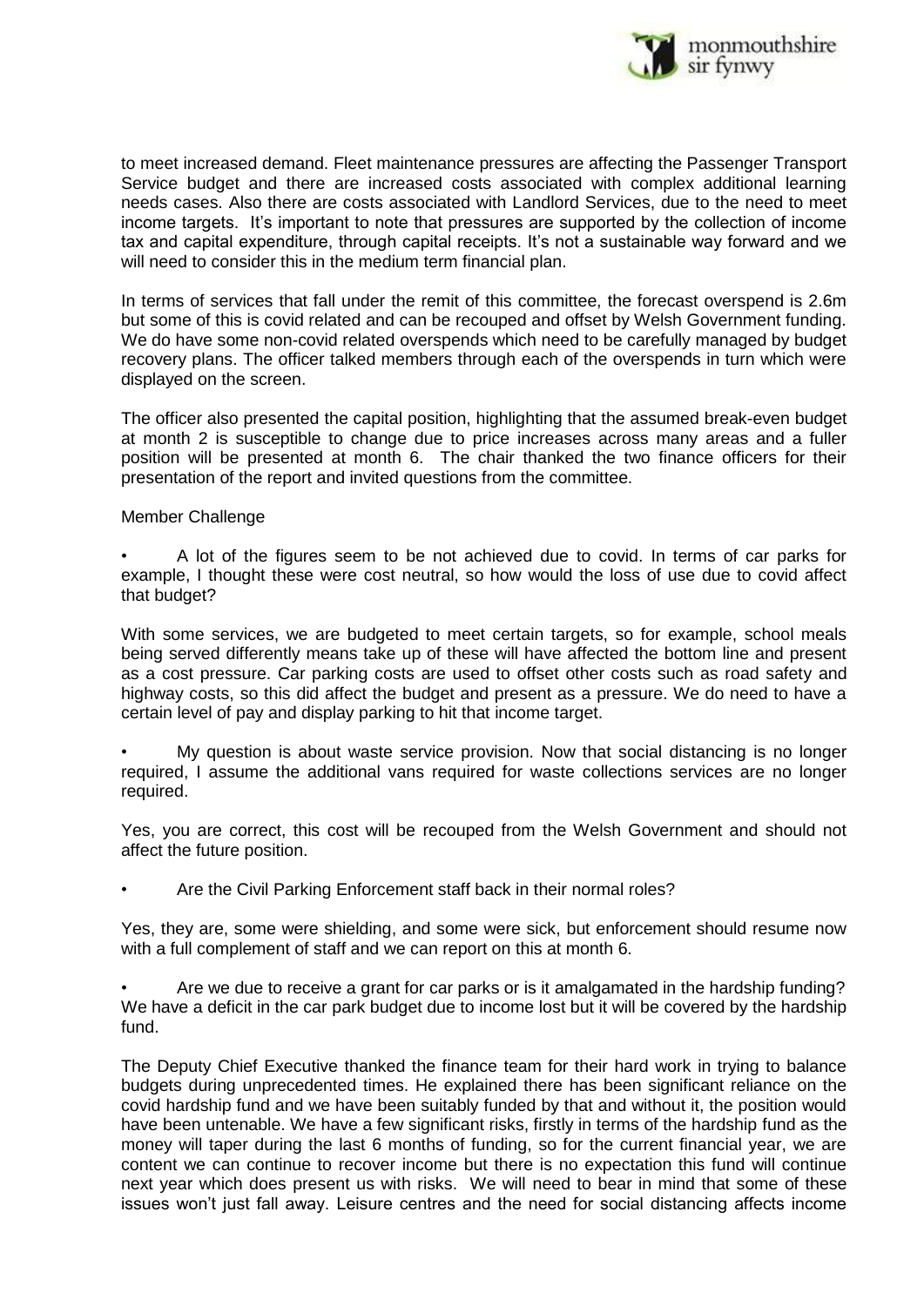to meet increased demand. Fleet maintenance pressures are affecting the Passenger Transport Service budget and there are increased costs associated with complex additional learning needs cases. Also there are costs associated with Landlord Services, due to the need to meet income targets. It's important to note that pressures are supported by the collection of income tax and capital expenditure, through capital receipts. It's not a sustainable way forward and we will need to consider this in the medium term financial plan.

In terms of services that fall under the remit of this committee, the forecast overspend is 2.6m but some of this is covid related and can be recouped and offset by Welsh Government funding. We do have some non-covid related overspends which need to be carefully managed by budget recovery plans. The officer talked members through each of the overspends in turn which were displayed on the screen.

The officer also presented the capital position, highlighting that the assumed break-even budget at month 2 is susceptible to change due to price increases across many areas and a fuller position will be presented at month 6. The chair thanked the two finance officers for their presentation of the report and invited questions from the committee.

Member Challenge

- A lot of the figures seem to be not achieved due to covid. In terms of car parks for example, I thought these were cost neutral, so how would the loss of use due to covid affect that budget?

With some services, we are budgeted to meet certain targets, so for example, school meals being served differently means take up of these will have affected the bottom line and present as a cost pressure. Car parking costs are used to offset other costs such as road safety and highway costs, so this did affect the budget and present as a pressure. We do need to have a certain level of pay and display parking to hit that income target.

- My question is about waste service provision. Now that social distancing is no longer required, I assume the additional vans required for waste collections services are no longer required.

Yes, you are correct, this cost will be recouped from the Welsh Government and should not affect the future position.

- Are the Civil Parking Enforcement staff back in their normal roles?

Yes, they are, some were shielding, and some were sick, but enforcement should resume now with a full complement of staff and we can report on this at month 6.

- Are we due to receive a grant for car parks or is it amalgamated in the hardship funding?

We have a deficit in the car park budget due to income lost but it will be covered by the hardship fund.

The Deputy Chief Executive thanked the finance team for their hard work in trying to balance budgets during unprecedented times. He explained there has been significant reliance on the covid hardship fund and we have been suitably funded by that and without it, the position would have been untenable. We have a few significant risks, firstly in terms of the hardship fund as the money will taper during the last 6 months of funding, so for the current financial year, we are content we can continue to recover income but there is no expectation this fund will continue next year which does present us with risks. We will need to bear in mind that some of these issues won't just fall away. Leisure centres and the need for social distancing affects income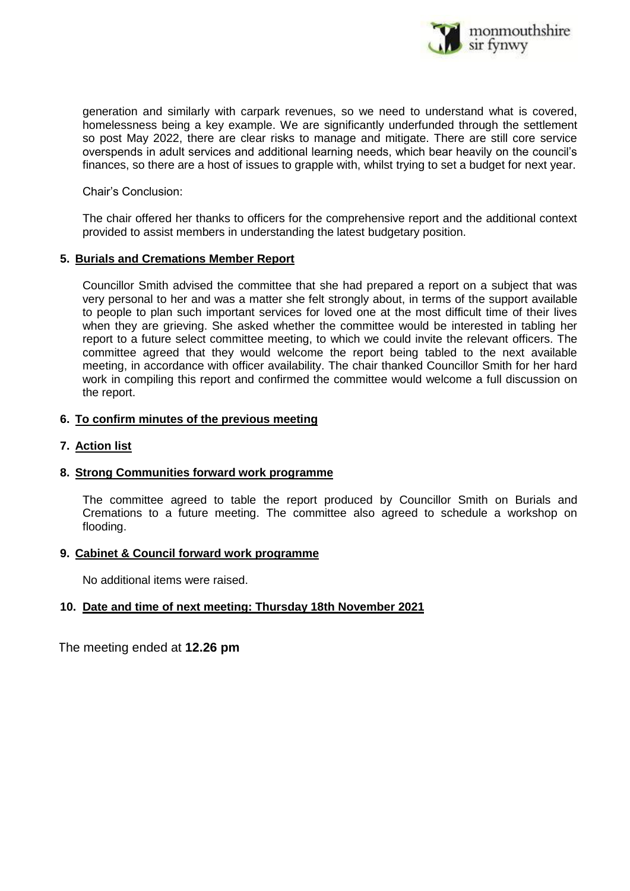generation and similarly with carpark revenues, so we need to understand what is covered, homelessness being a key example. We are significantly underfunded through the settlement so post May 2022, there are clear risks to manage and mitigate. There are still core service overspends in adult services and additional learning needs, which bear heavily on the council's finances, so there are a host of issues to grapple with, whilst trying to set a budget for next year.

Chair's Conclusion:

The chair offered her thanks to officers for the comprehensive report and the additional context provided to assist members in understanding the latest budgetary position.

**5. Burials and Cremations Member Report**

Councillor Smith advised the committee that she had prepared a report on a subject that was very personal to her and was a matter she felt strongly about, in terms of the support available to people to plan such important services for loved one at the most difficult time of their lives when they are grieving. She asked whether the committee would be interested in tabling her report to a future select committee meeting, to which we could invite the relevant officers. The committee agreed that they would welcome the report being tabled to the next available meeting, in accordance with officer availability. The chair thanked Councillor Smith for her hard work in compiling this report and confirmed the committee would welcome a full discussion on the report.

**6. To confirm minutes of the previous meeting**

**7. Action list**

**8. Strong Communities forward work programme**

The committee agreed to table the report produced by Councillor Smith on Burials and Cremations to a future meeting. The committee also agreed to schedule a workshop on flooding.

**9. Cabinet & Council forward work programme**

No additional items were raised.

**10. Date and time of next meeting: Thursday 18th November 2021**

The meeting ended at **12.26 pm**